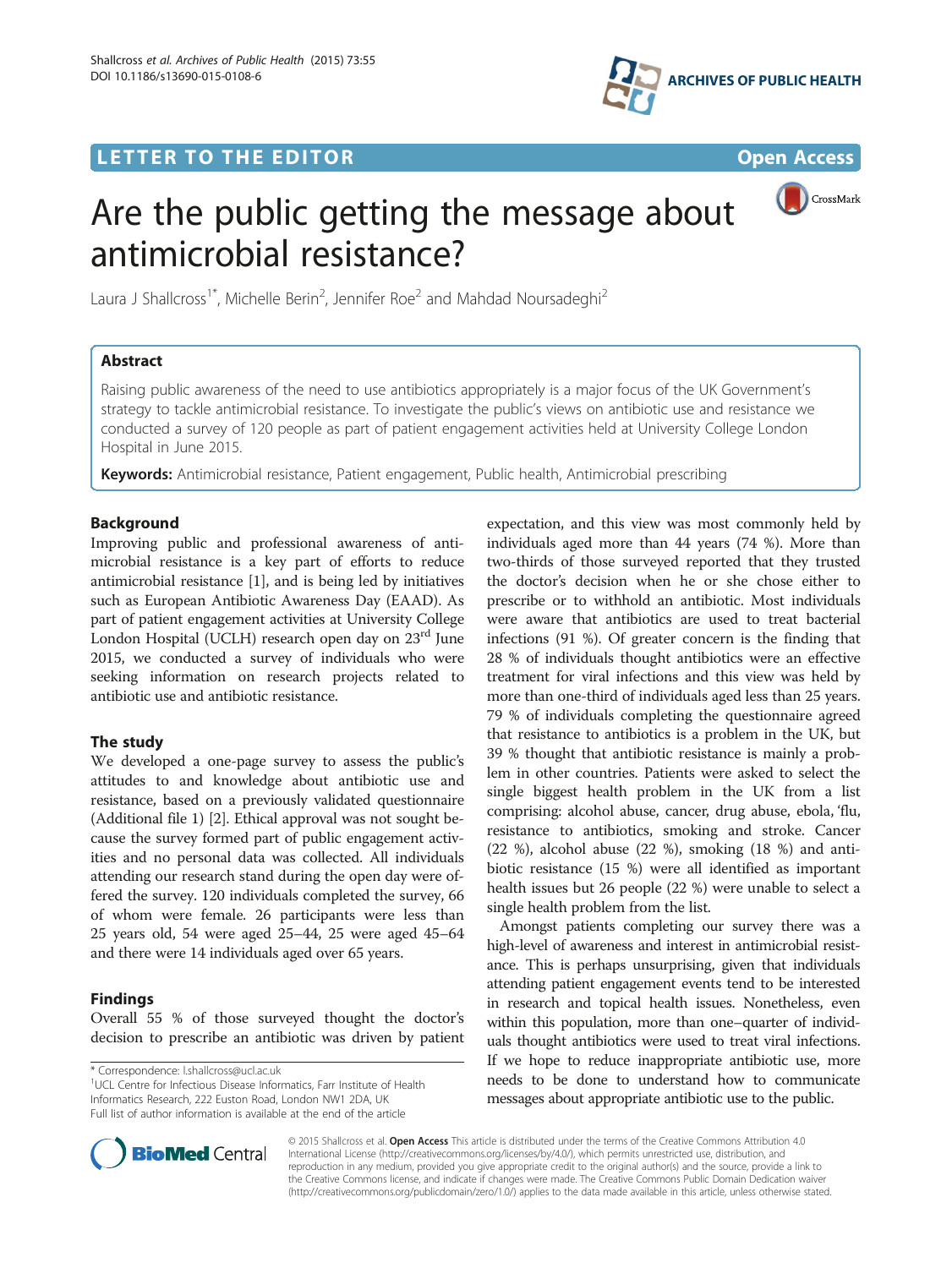LETTER TO THE EDITOR

Open Access

# Are the public getting the message about antimicrobial resistance?

Laura J Shallcross[1*], Michelle Berin[2], Jennifer Roe[2] and Mahdad Noursadeghi[2]

## Abstract

Raising public awareness of the need to use antibiotics appropriately is a major focus of the UK Government's strategy to tackle antimicrobial resistance. To investigate the public's views on antibiotic use and resistance we conducted a survey of 120 people as part of patient engagement activities held at University College London Hospital in June 2015.

**Keywords:** Antimicrobial resistance, Patient engagement, Public health, Antimicrobial prescribing

## Background

Improving public and professional awareness of antimicrobial resistance is a key part of efforts to reduce antimicrobial resistance [1], and is being led by initiatives such as European Antibiotic Awareness Day (EAAD). As part of patient engagement activities at University College London Hospital (UCLH) research open day on 23rd June 2015, we conducted a survey of individuals who were seeking information on research projects related to antibiotic use and antibiotic resistance.

## The study

We developed a one-page survey to assess the public's attitudes to and knowledge about antibiotic use and resistance, based on a previously validated questionnaire (Additional file 1) [2]. Ethical approval was not sought because the survey formed part of public engagement activities and no personal data was collected. All individuals attending our research stand during the open day were offered the survey. 120 individuals completed the survey, 66 of whom were female. 26 participants were less than 25 years old, 54 were aged 25–44, 25 were aged 45–64 and there were 14 individuals aged over 65 years.

## Findings

Overall 55 % of those surveyed thought the doctor's decision to prescribe an antibiotic was driven by patient expectation, and this view was most commonly held by individuals aged more than 44 years (74 %). More than two-thirds of those surveyed reported that they trusted the doctor's decision when he or she chose either to prescribe or to withhold an antibiotic. Most individuals were aware that antibiotics are used to treat bacterial infections (91 %). Of greater concern is the finding that 28 % of individuals thought antibiotics were an effective treatment for viral infections and this view was held by more than one-third of individuals aged less than 25 years. 79 % of individuals completing the questionnaire agreed that resistance to antibiotics is a problem in the UK, but 39 % thought that antibiotic resistance is mainly a problem in other countries. Patients were asked to select the single biggest health problem in the UK from a list comprising: alcohol abuse, cancer, drug abuse, ebola, 'flu, resistance to antibiotics, smoking and stroke. Cancer (22 %), alcohol abuse (22 %), smoking (18 %) and antibiotic resistance (15 %) were all identified as important health issues but 26 people (22 %) were unable to select a single health problem from the list.

Amongst patients completing our survey there was a high-level of awareness and interest in antimicrobial resistance. This is perhaps unsurprising, given that individuals attending patient engagement events tend to be interested in research and topical health issues. Nonetheless, even within this population, more than one–quarter of individuals thought antibiotics were used to treat viral infections. If we hope to reduce inappropriate antibiotic use, more needs to be done to understand how to communicate messages about appropriate antibiotic use to the public.

\* Correspondence: l.shallcross@ucl.ac.uk
[1]UCL Centre for Infectious Disease Informatics, Farr Institute of Health Informatics Research, 222 Euston Road, London NW1 2DA, UK
Full list of author information is available at the end of the article

© 2015 Shallcross et al. **Open Access** This article is distributed under the terms of the Creative Commons Attribution 4.0 International License (http://creativecommons.org/licenses/by/4.0/), which permits unrestricted use, distribution, and reproduction in any medium, provided you give appropriate credit to the original author(s) and the source, provide a link to the Creative Commons license, and indicate if changes were made. The Creative Commons Public Domain Dedication waiver (http://creativecommons.org/publicdomain/zero/1.0/) applies to the data made available in this article, unless otherwise stated.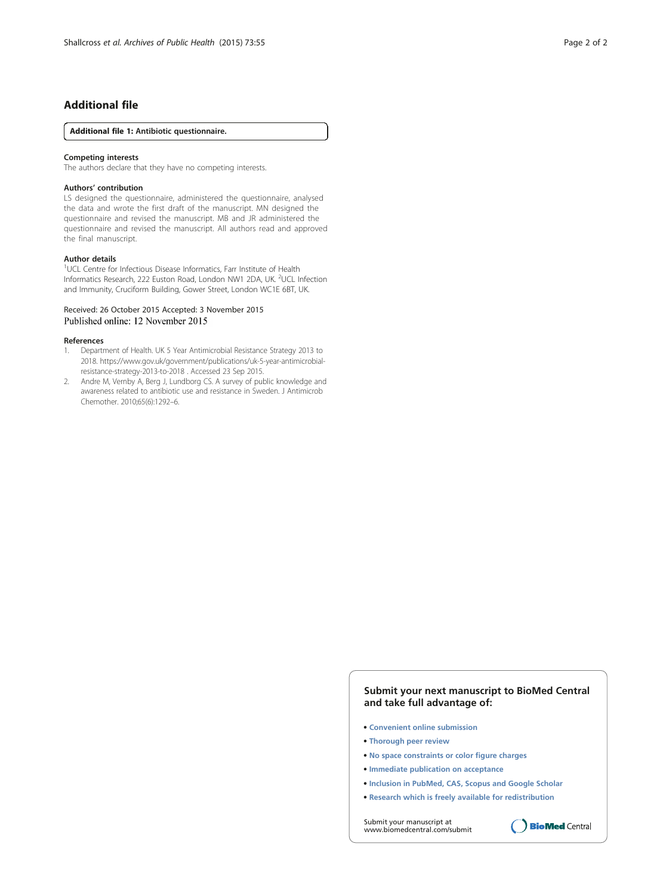## Additional file

**Additional file 1: Antibiotic questionnaire.**

#### Competing interests

The authors declare that they have no competing interests.

#### Authors' contribution

LS designed the questionnaire, administered the questionnaire, analysed the data and wrote the first draft of the manuscript. MN designed the questionnaire and revised the manuscript. MB and JR administered the questionnaire and revised the manuscript. All authors read and approved the final manuscript.

#### Author details

[1]UCL Centre for Infectious Disease Informatics, Farr Institute of Health Informatics Research, 222 Euston Road, London NW1 2DA, UK. [2]UCL Infection and Immunity, Cruciform Building, Gower Street, London WC1E 6BT, UK.

Received: 26 October 2015 Accepted: 3 November 2015
Published online: 12 November 2015

#### References

1. Department of Health. UK 5 Year Antimicrobial Resistance Strategy 2013 to 2018. https://www.gov.uk/government/publications/uk-5-year-antimicrobial-resistance-strategy-2013-to-2018 . Accessed 23 Sep 2015.
2. Andre M, Vernby A, Berg J, Lundborg CS. A survey of public knowledge and awareness related to antibiotic use and resistance in Sweden. J Antimicrob Chemother. 2010;65(6):1292–6.

**Submit your next manuscript to BioMed Central and take full advantage of:**

- Convenient online submission
- Thorough peer review
- No space constraints or color figure charges
- Immediate publication on acceptance
- Inclusion in PubMed, CAS, Scopus and Google Scholar
- Research which is freely available for redistribution

Submit your manuscript at
www.biomedcentral.com/submit

BioMed Central